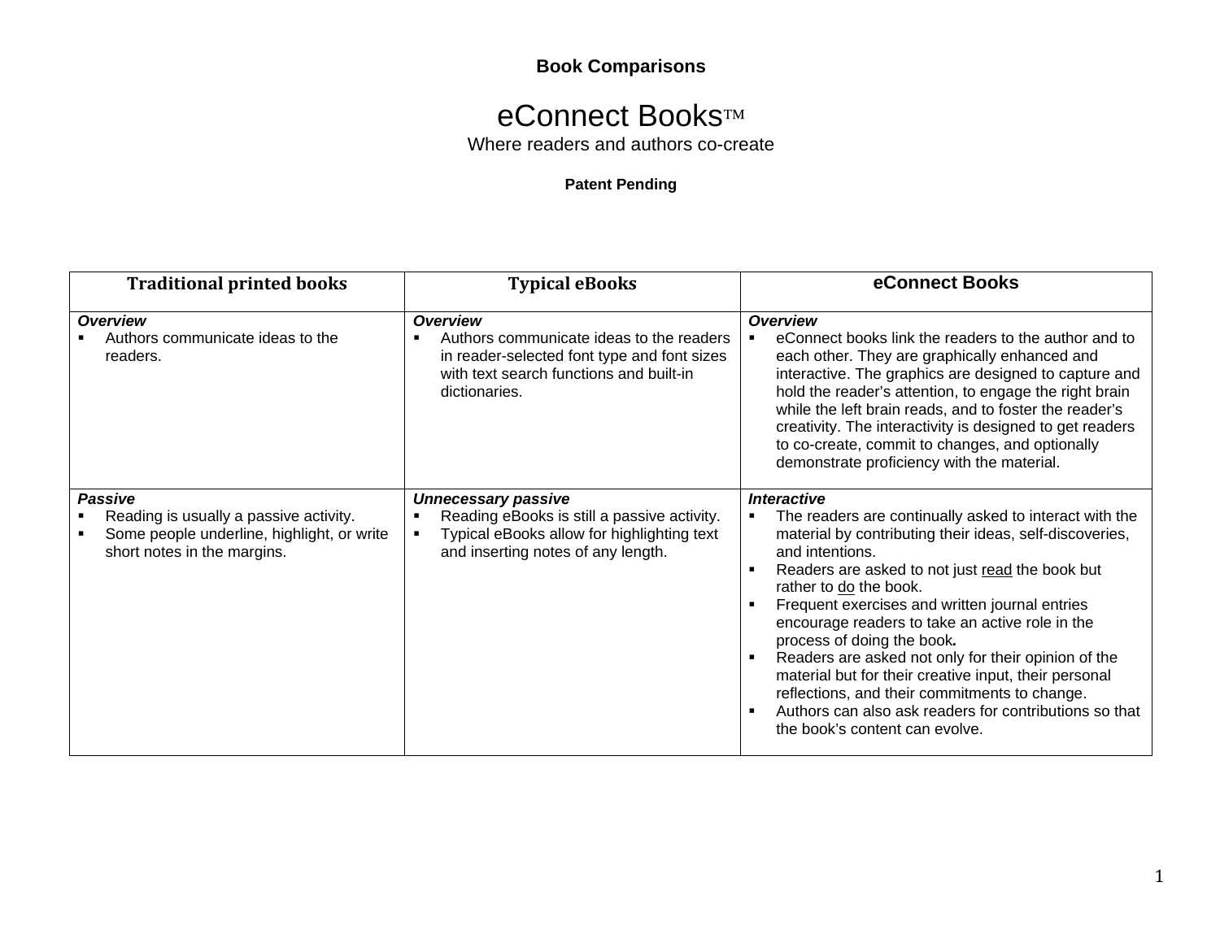**Book Comparisons**

# eConnect Books™

Where readers and authors co-create

**Patent Pending**

| **Traditional printed books** | **Typical eBooks** | **eConnect Books** |
|---|---|---|
| ***Overview***<br>▪ Authors communicate ideas to the readers. | ***Overview***<br>▪ Authors communicate ideas to the readers in reader-selected font type and font sizes with text search functions and built-in dictionaries. | ***Overview***<br>▪ eConnect books link the readers to the author and to each other. They are graphically enhanced and interactive. The graphics are designed to capture and hold the reader's attention, to engage the right brain while the left brain reads, and to foster the reader's creativity. The interactivity is designed to get readers to co-create, commit to changes, and optionally demonstrate proficiency with the material. |
| ***Passive***<br>▪ Reading is usually a passive activity.<br>▪ Some people underline, highlight, or write short notes in the margins. | ***Unnecessary passive***<br>▪ Reading eBooks is still a passive activity.<br>▪ Typical eBooks allow for highlighting text and inserting notes of any length. | ***Interactive***<br>▪ The readers are continually asked to interact with the material by contributing their ideas, self-discoveries, and intentions.<br>▪ Readers are asked to not just <u>read</u> the book but rather to <u>do</u> the book.<br>▪ Frequent exercises and written journal entries encourage readers to take an active role in the process of doing the book***.***<br>▪ Readers are asked not only for their opinion of the material but for their creative input, their personal reflections, and their commitments to change.<br>▪ Authors can also ask readers for contributions so that the book's content can evolve. |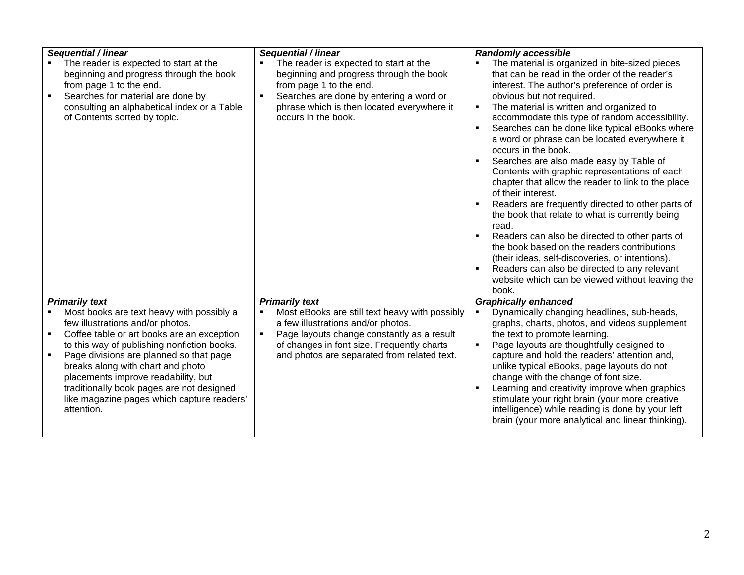| | | |
|---|---|---|
| ***Sequential / linear***<br>▪ The reader is expected to start at the beginning and progress through the book from page 1 to the end.<br>▪ Searches for material are done by consulting an alphabetical index or a Table of Contents sorted by topic. | ***Sequential / linear***<br>▪ The reader is expected to start at the beginning and progress through the book from page 1 to the end.<br>▪ Searches are done by entering a word or phrase which is then located everywhere it occurs in the book. | ***Randomly accessible***<br>▪ The material is organized in bite-sized pieces that can be read in the order of the reader's interest. The author's preference of order is obvious but not required.<br>▪ The material is written and organized to accommodate this type of random accessibility.<br>▪ Searches can be done like typical eBooks where a word or phrase can be located everywhere it occurs in the book.<br>▪ Searches are also made easy by Table of Contents with graphic representations of each chapter that allow the reader to link to the place of their interest.<br>▪ Readers are frequently directed to other parts of the book that relate to what is currently being read.<br>▪ Readers can also be directed to other parts of the book based on the readers contributions (their ideas, self-discoveries, or intentions).<br>▪ Readers can also be directed to any relevant website which can be viewed without leaving the book. |
| ***Primarily text***<br>▪ Most books are text heavy with possibly a few illustrations and/or photos.<br>▪ Coffee table or art books are an exception to this way of publishing nonfiction books.<br>▪ Page divisions are planned so that page breaks along with chart and photo placements improve readability, but traditionally book pages are not designed like magazine pages which capture readers' attention. | ***Primarily text***<br>▪ Most eBooks are still text heavy with possibly a few illustrations and/or photos.<br>▪ Page layouts change constantly as a result of changes in font size. Frequently charts and photos are separated from related text. | ***Graphically enhanced***<br>▪ Dynamically changing headlines, sub-heads, graphs, charts, photos, and videos supplement the text to promote learning.<br>▪ Page layouts are thoughtfully designed to capture and hold the readers' attention and, unlike typical eBooks, <u>page layouts do not change</u> with the change of font size.<br>▪ Learning and creativity improve when graphics stimulate your right brain (your more creative intelligence) while reading is done by your left brain (your more analytical and linear thinking). |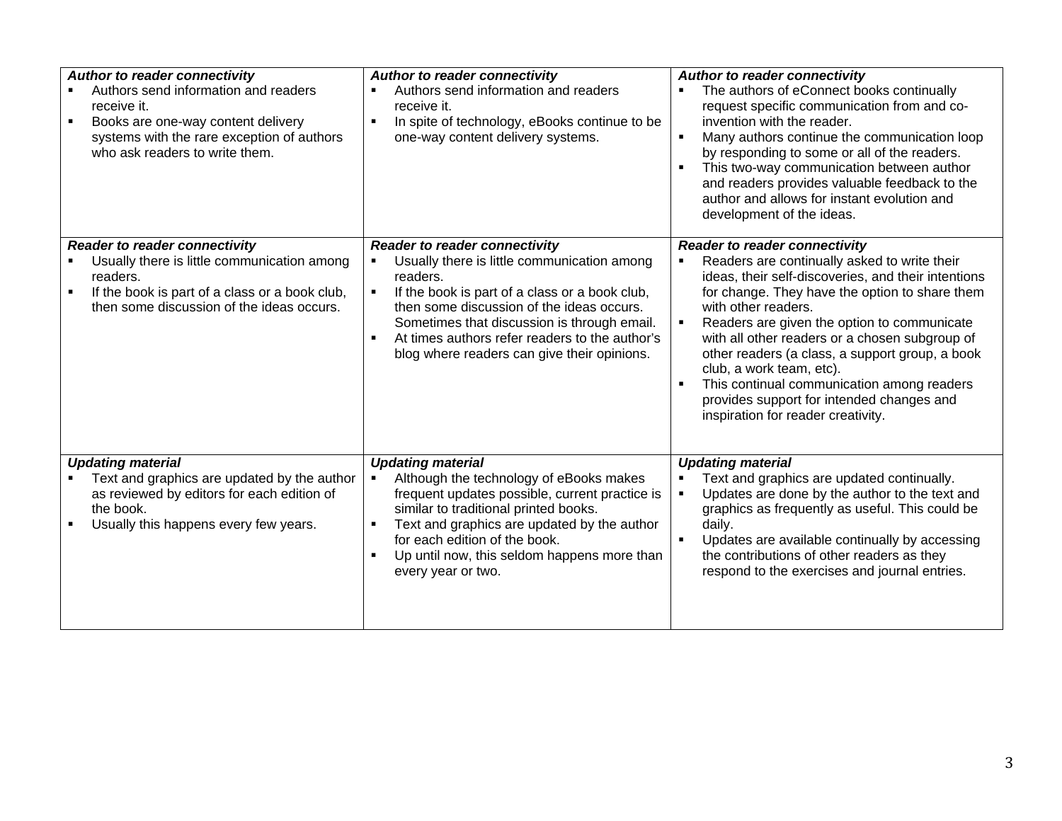| | | |
|---|---|---|
| ***Author to reader connectivity***<br>▪ Authors send information and readers receive it.<br>▪ Books are one-way content delivery systems with the rare exception of authors who ask readers to write them. | ***Author to reader connectivity***<br>▪ Authors send information and readers receive it.<br>▪ In spite of technology, eBooks continue to be one-way content delivery systems. | ***Author to reader connectivity***<br>▪ The authors of eConnect books continually request specific communication from and co-invention with the reader.<br>▪ Many authors continue the communication loop by responding to some or all of the readers.<br>▪ This two-way communication between author and readers provides valuable feedback to the author and allows for instant evolution and development of the ideas. |
| ***Reader to reader connectivity***<br>▪ Usually there is little communication among readers.<br>▪ If the book is part of a class or a book club, then some discussion of the ideas occurs. | ***Reader to reader connectivity***<br>▪ Usually there is little communication among readers.<br>▪ If the book is part of a class or a book club, then some discussion of the ideas occurs. Sometimes that discussion is through email.<br>▪ At times authors refer readers to the author's blog where readers can give their opinions. | ***Reader to reader connectivity***<br>▪ Readers are continually asked to write their ideas, their self-discoveries, and their intentions for change. They have the option to share them with other readers.<br>▪ Readers are given the option to communicate with all other readers or a chosen subgroup of other readers (a class, a support group, a book club, a work team, etc).<br>▪ This continual communication among readers provides support for intended changes and inspiration for reader creativity. |
| ***Updating material***<br>▪ Text and graphics are updated by the author as reviewed by editors for each edition of the book.<br>▪ Usually this happens every few years. | ***Updating material***<br>▪ Although the technology of eBooks makes frequent updates possible, current practice is similar to traditional printed books.<br>▪ Text and graphics are updated by the author for each edition of the book.<br>▪ Up until now, this seldom happens more than every year or two. | ***Updating material***<br>▪ Text and graphics are updated continually.<br>▪ Updates are done by the author to the text and graphics as frequently as useful. This could be daily.<br>▪ Updates are available continually by accessing the contributions of other readers as they respond to the exercises and journal entries. |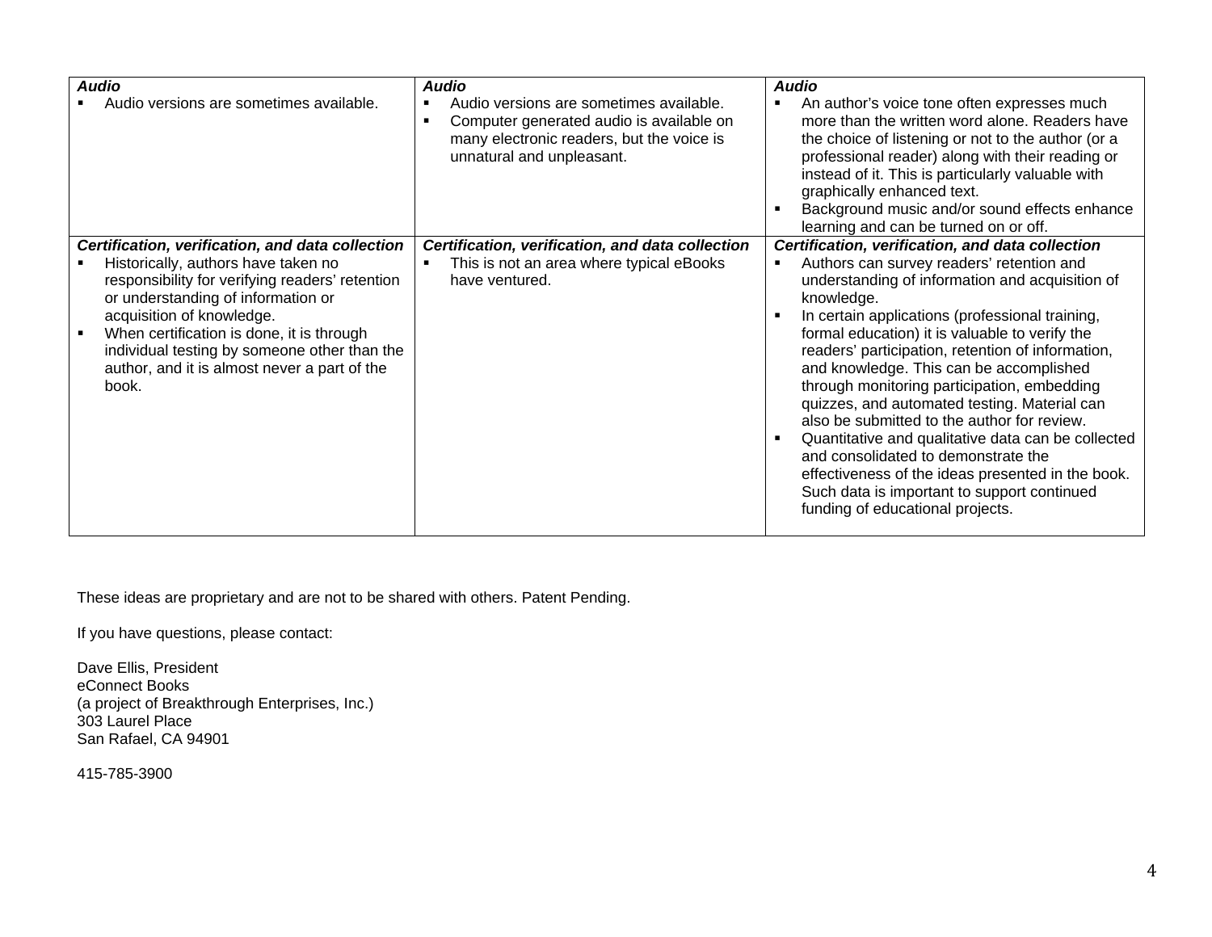| | | |
|---|---|---|
| ***Audio***<br>▪ Audio versions are sometimes available. | ***Audio***<br>▪ Audio versions are sometimes available.<br>▪ Computer generated audio is available on many electronic readers, but the voice is unnatural and unpleasant. | ***Audio***<br>▪ An author's voice tone often expresses much more than the written word alone. Readers have the choice of listening or not to the author (or a professional reader) along with their reading or instead of it. This is particularly valuable with graphically enhanced text.<br>▪ Background music and/or sound effects enhance learning and can be turned on or off. |
| ***Certification, verification, and data collection***<br>▪ Historically, authors have taken no responsibility for verifying readers' retention or understanding of information or acquisition of knowledge.<br>▪ When certification is done, it is through individual testing by someone other than the author, and it is almost never a part of the book. | ***Certification, verification, and data collection***<br>▪ This is not an area where typical eBooks have ventured. | ***Certification, verification, and data collection***<br>▪ Authors can survey readers' retention and understanding of information and acquisition of knowledge.<br>▪ In certain applications (professional training, formal education) it is valuable to verify the readers' participation, retention of information, and knowledge. This can be accomplished through monitoring participation, embedding quizzes, and automated testing. Material can also be submitted to the author for review.<br>▪ Quantitative and qualitative data can be collected and consolidated to demonstrate the effectiveness of the ideas presented in the book. Such data is important to support continued funding of educational projects. |

These ideas are proprietary and are not to be shared with others. Patent Pending.

If you have questions, please contact:

Dave Ellis, President
eConnect Books
(a project of Breakthrough Enterprises, Inc.)
303 Laurel Place
San Rafael, CA 94901

415-785-3900